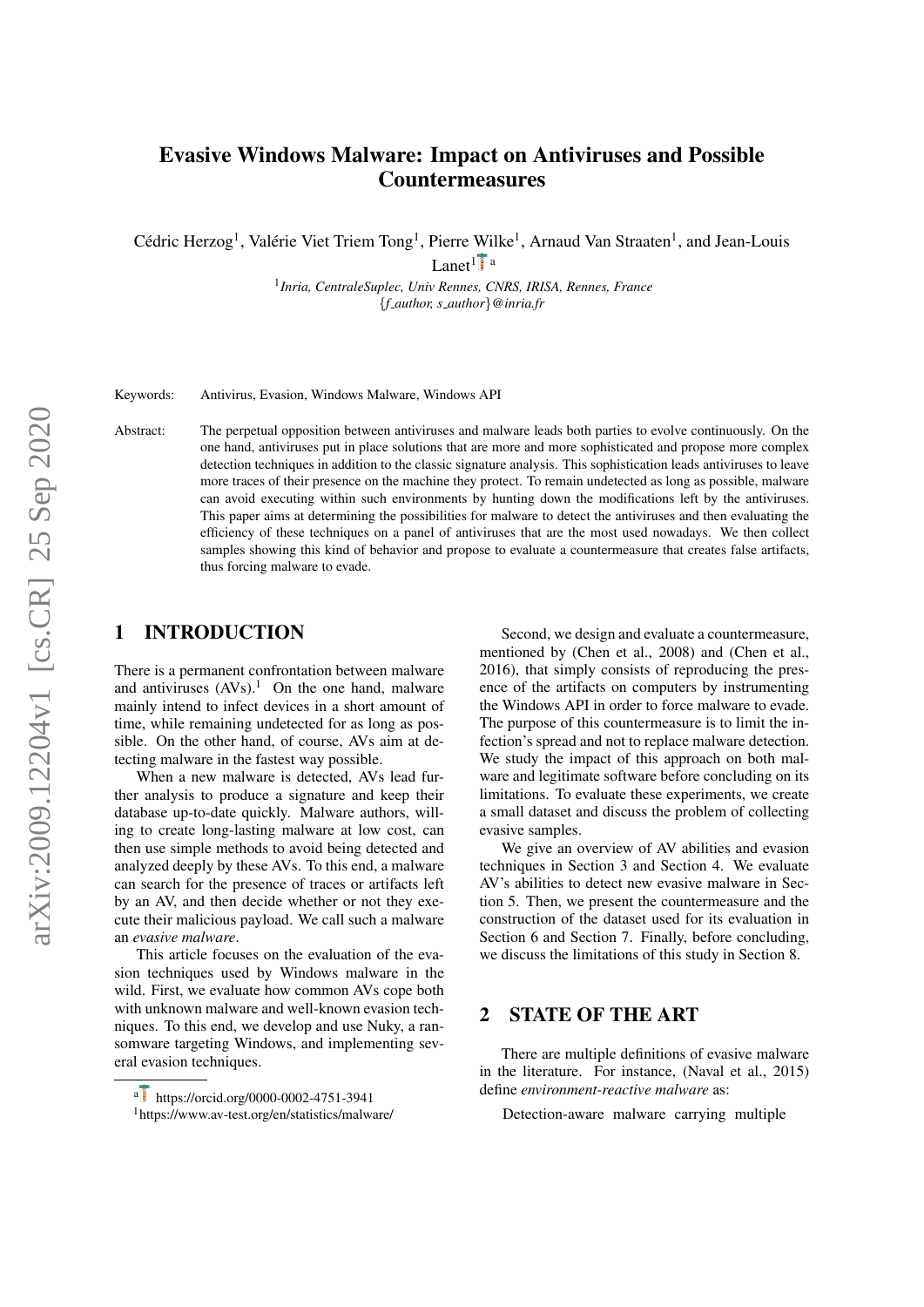# Evasive Windows Malware: Impact on Antiviruses and Possible Countermeasures

Cédric Herzog[1], Valérie Viet Triem Tong[1], Pierre Wilke[1], Arnaud Van Straaten[1], and Jean-Louis Lanet[1][a]

[1]*Inria, CentraleSuplec, Univ Rennes, CNRS, IRISA, Rennes, France*
*{f_author, s_author}@inria.fr*

Keywords: Antivirus, Evasion, Windows Malware, Windows API

Abstract: The perpetual opposition between antiviruses and malware leads both parties to evolve continuously. On the one hand, antiviruses put in place solutions that are more and more sophisticated and propose more complex detection techniques in addition to the classic signature analysis. This sophistication leads antiviruses to leave more traces of their presence on the machine they protect. To remain undetected as long as possible, malware can avoid executing within such environments by hunting down the modifications left by the antiviruses. This paper aims at determining the possibilities for malware to detect the antiviruses and then evaluating the efficiency of these techniques on a panel of antiviruses that are the most used nowadays. We then collect samples showing this kind of behavior and propose to evaluate a countermeasure that creates false artifacts, thus forcing malware to evade.

## 1 INTRODUCTION

There is a permanent confrontation between malware and antiviruses (AVs).[1] On the one hand, malware mainly intend to infect devices in a short amount of time, while remaining undetected for as long as possible. On the other hand, of course, AVs aim at detecting malware in the fastest way possible.

When a new malware is detected, AVs lead further analysis to produce a signature and keep their database up-to-date quickly. Malware authors, willing to create long-lasting malware at low cost, can then use simple methods to avoid being detected and analyzed deeply by these AVs. To this end, a malware can search for the presence of traces or artifacts left by an AV, and then decide whether or not they execute their malicious payload. We call such a malware an *evasive malware*.

This article focuses on the evaluation of the evasion techniques used by Windows malware in the wild. First, we evaluate how common AVs cope both with unknown malware and well-known evasion techniques. To this end, we develop and use Nuky, a ransomware targeting Windows, and implementing several evasion techniques.

Second, we design and evaluate a countermeasure, mentioned by (Chen et al., 2008) and (Chen et al., 2016), that simply consists of reproducing the presence of the artifacts on computers by instrumenting the Windows API in order to force malware to evade. The purpose of this countermeasure is to limit the infection's spread and not to replace malware detection. We study the impact of this approach on both malware and legitimate software before concluding on its limitations. To evaluate these experiments, we create a small dataset and discuss the problem of collecting evasive samples.

We give an overview of AV abilities and evasion techniques in Section 3 and Section 4. We evaluate AV's abilities to detect new evasive malware in Section 5. Then, we present the countermeasure and the construction of the dataset used for its evaluation in Section 6 and Section 7. Finally, before concluding, we discuss the limitations of this study in Section 8.

## 2 STATE OF THE ART

There are multiple definitions of evasive malware in the literature. For instance, (Naval et al., 2015) define *environment-reactive malware* as:

Detection-aware malware carrying multiple

---

[a] https://orcid.org/0000-0002-4751-3941

[1] https://www.av-test.org/en/statistics/malware/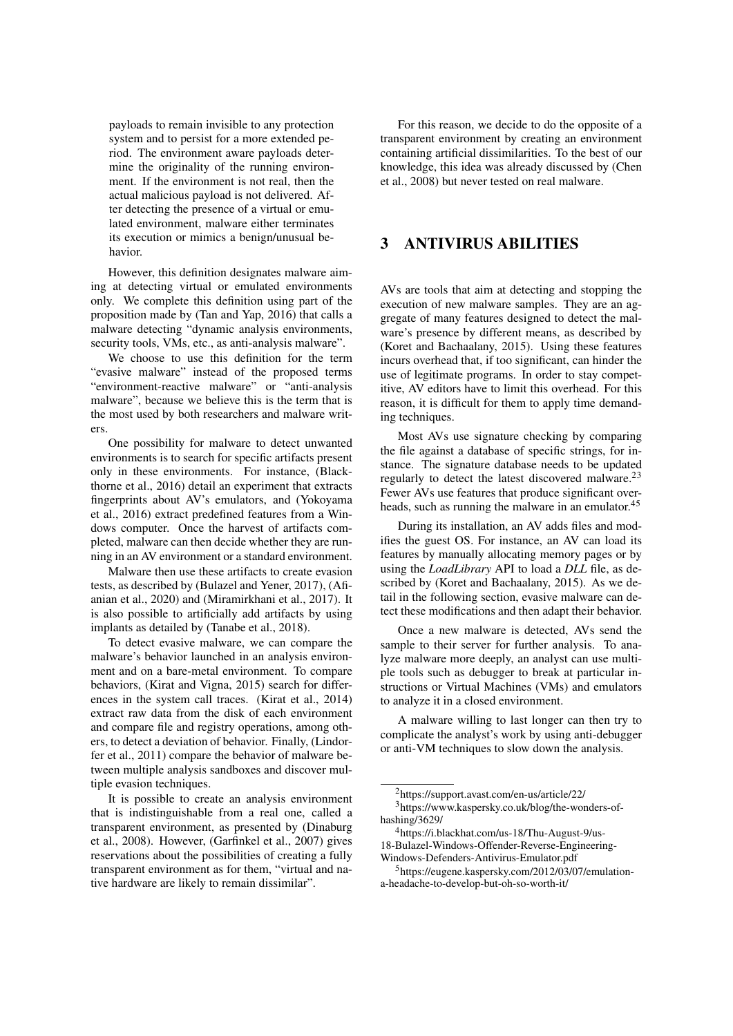payloads to remain invisible to any protection system and to persist for a more extended period. The environment aware payloads determine the originality of the running environment. If the environment is not real, then the actual malicious payload is not delivered. After detecting the presence of a virtual or emulated environment, malware either terminates its execution or mimics a benign/unusual behavior.

However, this definition designates malware aiming at detecting virtual or emulated environments only. We complete this definition using part of the proposition made by (Tan and Yap, 2016) that calls a malware detecting "dynamic analysis environments, security tools, VMs, etc., as anti-analysis malware".

We choose to use this definition for the term "evasive malware" instead of the proposed terms "environment-reactive malware" or "anti-analysis malware", because we believe this is the term that is the most used by both researchers and malware writers.

One possibility for malware to detect unwanted environments is to search for specific artifacts present only in these environments. For instance, (Blackthorne et al., 2016) detail an experiment that extracts fingerprints about AV's emulators, and (Yokoyama et al., 2016) extract predefined features from a Windows computer. Once the harvest of artifacts completed, malware can then decide whether they are running in an AV environment or a standard environment.

Malware then use these artifacts to create evasion tests, as described by (Bulazel and Yener, 2017), (Afianian et al., 2020) and (Miramirkhani et al., 2017). It is also possible to artificially add artifacts by using implants as detailed by (Tanabe et al., 2018).

To detect evasive malware, we can compare the malware's behavior launched in an analysis environment and on a bare-metal environment. To compare behaviors, (Kirat and Vigna, 2015) search for differences in the system call traces. (Kirat et al., 2014) extract raw data from the disk of each environment and compare file and registry operations, among others, to detect a deviation of behavior. Finally, (Lindorfer et al., 2011) compare the behavior of malware between multiple analysis sandboxes and discover multiple evasion techniques.

It is possible to create an analysis environment that is indistinguishable from a real one, called a transparent environment, as presented by (Dinaburg et al., 2008). However, (Garfinkel et al., 2007) gives reservations about the possibilities of creating a fully transparent environment as for them, "virtual and native hardware are likely to remain dissimilar".

For this reason, we decide to do the opposite of a transparent environment by creating an environment containing artificial dissimilarities. To the best of our knowledge, this idea was already discussed by (Chen et al., 2008) but never tested on real malware.

## 3 ANTIVIRUS ABILITIES

AVs are tools that aim at detecting and stopping the execution of new malware samples. They are an aggregate of many features designed to detect the malware's presence by different means, as described by (Koret and Bachaalany, 2015). Using these features incurs overhead that, if too significant, can hinder the use of legitimate programs. In order to stay competitive, AV editors have to limit this overhead. For this reason, it is difficult for them to apply time demanding techniques.

Most AVs use signature checking by comparing the file against a database of specific strings, for instance. The signature database needs to be updated regularly to detect the latest discovered malware.[2][3] Fewer AVs use features that produce significant overheads, such as running the malware in an emulator.[4][5]

During its installation, an AV adds files and modifies the guest OS. For instance, an AV can load its features by manually allocating memory pages or by using the *LoadLibrary* API to load a *DLL* file, as described by (Koret and Bachaalany, 2015). As we detail in the following section, evasive malware can detect these modifications and then adapt their behavior.

Once a new malware is detected, AVs send the sample to their server for further analysis. To analyze malware more deeply, an analyst can use multiple tools such as debugger to break at particular instructions or Virtual Machines (VMs) and emulators to analyze it in a closed environment.

A malware willing to last longer can then try to complicate the analyst's work by using anti-debugger or anti-VM techniques to slow down the analysis.

[2] https://support.avast.com/en-us/article/22/

[3] https://www.kaspersky.co.uk/blog/the-wonders-of-hashing/3629/

[4] https://i.blackhat.com/us-18/Thu-August-9/us-18-Bulazel-Windows-Offender-Reverse-Engineering-Windows-Defenders-Antivirus-Emulator.pdf

[5] https://eugene.kaspersky.com/2012/03/07/emulation-a-headache-to-develop-but-oh-so-worth-it/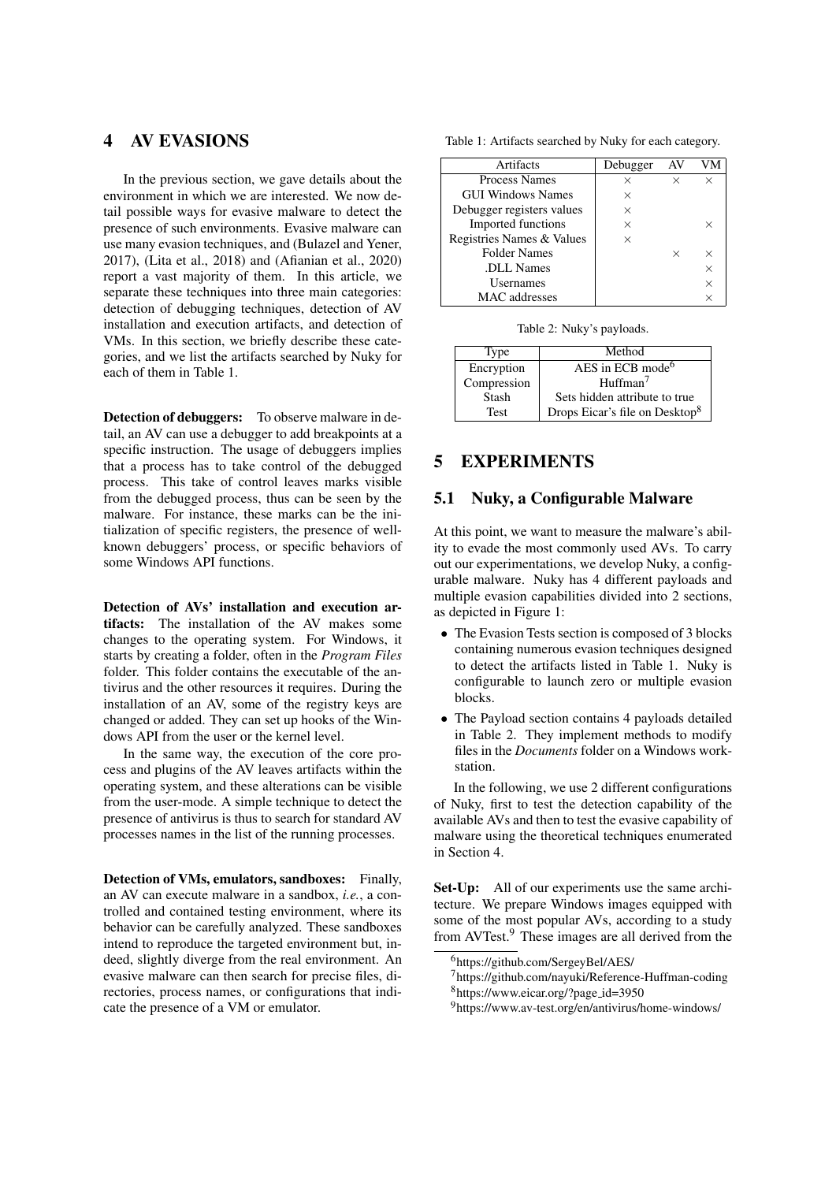# 4 AV EVASIONS

In the previous section, we gave details about the environment in which we are interested. We now detail possible ways for evasive malware to detect the presence of such environments. Evasive malware can use many evasion techniques, and (Bulazel and Yener, 2017), (Lita et al., 2018) and (Afianian et al., 2020) report a vast majority of them. In this article, we separate these techniques into three main categories: detection of debugging techniques, detection of AV installation and execution artifacts, and detection of VMs. In this section, we briefly describe these categories, and we list the artifacts searched by Nuky for each of them in Table 1.

**Detection of debuggers:** To observe malware in detail, an AV can use a debugger to add breakpoints at a specific instruction. The usage of debuggers implies that a process has to take control of the debugged process. This take of control leaves marks visible from the debugged process, thus can be seen by the malware. For instance, these marks can be the initialization of specific registers, the presence of well-known debuggers' process, or specific behaviors of some Windows API functions.

**Detection of AVs' installation and execution artifacts:** The installation of the AV makes some changes to the operating system. For Windows, it starts by creating a folder, often in the *Program Files* folder. This folder contains the executable of the antivirus and the other resources it requires. During the installation of an AV, some of the registry keys are changed or added. They can set up hooks of the Windows API from the user or the kernel level.

In the same way, the execution of the core process and plugins of the AV leaves artifacts within the operating system, and these alterations can be visible from the user-mode. A simple technique to detect the presence of antivirus is thus to search for standard AV processes names in the list of the running processes.

**Detection of VMs, emulators, sandboxes:** Finally, an AV can execute malware in a sandbox, *i.e.*, a controlled and contained testing environment, where its behavior can be carefully analyzed. These sandboxes intend to reproduce the targeted environment but, indeed, slightly diverge from the real environment. An evasive malware can then search for precise files, directories, process names, or configurations that indicate the presence of a VM or emulator.

Table 1: Artifacts searched by Nuky for each category.

| Artifacts | Debugger | AV | VM |
|---|---|---|---|
| Process Names | × | × | × |
| GUI Windows Names | × | | |
| Debugger registers values | × | | |
| Imported functions | × | | × |
| Registries Names & Values | × | | |
| Folder Names | | × | × |
| .DLL Names | | | × |
| Usernames | | | × |
| MAC addresses | | | × |

Table 2: Nuky's payloads.

| Type | Method |
|---|---|
| Encryption | AES in ECB mode[6] |
| Compression | Huffman[7] |
| Stash | Sets hidden attribute to true |
| Test | Drops Eicar's file on Desktop[8] |

# 5 EXPERIMENTS

## 5.1 Nuky, a Configurable Malware

At this point, we want to measure the malware's ability to evade the most commonly used AVs. To carry out our experimentations, we develop Nuky, a configurable malware. Nuky has 4 different payloads and multiple evasion capabilities divided into 2 sections, as depicted in Figure 1:

- The Evasion Tests section is composed of 3 blocks containing numerous evasion techniques designed to detect the artifacts listed in Table 1. Nuky is configurable to launch zero or multiple evasion blocks.
- The Payload section contains 4 payloads detailed in Table 2. They implement methods to modify files in the *Documents* folder on a Windows workstation.

In the following, we use 2 different configurations of Nuky, first to test the detection capability of the available AVs and then to test the evasive capability of malware using the theoretical techniques enumerated in Section 4.

**Set-Up:** All of our experiments use the same architecture. We prepare Windows images equipped with some of the most popular AVs, according to a study from AVTest.[9] These images are all derived from the

[6] https://github.com/SergeyBel/AES/

[7] https://github.com/nayuki/Reference-Huffman-coding

[8] https://www.eicar.org/?page_id=3950

[9] https://www.av-test.org/en/antivirus/home-windows/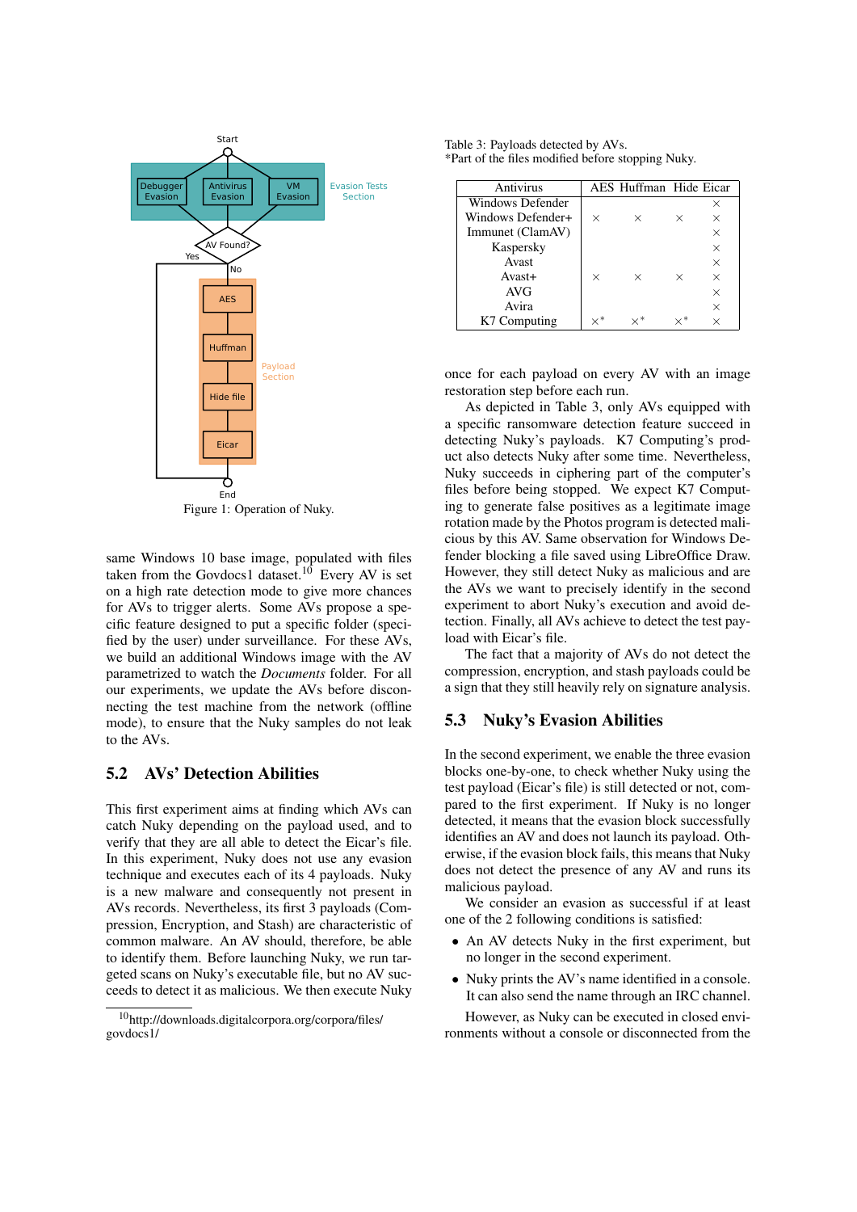Figure 1: Operation of Nuky.

same Windows 10 base image, populated with files taken from the Govdocs1 dataset.[10] Every AV is set on a high rate detection mode to give more chances for AVs to trigger alerts. Some AVs propose a specific feature designed to put a specific folder (specified by the user) under surveillance. For these AVs, we build an additional Windows image with the AV parametrized to watch the *Documents* folder. For all our experiments, we update the AVs before disconnecting the test machine from the network (offline mode), to ensure that the Nuky samples do not leak to the AVs.

## 5.2 AVs' Detection Abilities

This first experiment aims at finding which AVs can catch Nuky depending on the payload used, and to verify that they are all able to detect the Eicar's file. In this experiment, Nuky does not use any evasion technique and executes each of its 4 payloads. Nuky is a new malware and consequently not present in AVs records. Nevertheless, its first 3 payloads (Compression, Encryption, and Stash) are characteristic of common malware. An AV should, therefore, be able to identify them. Before launching Nuky, we run targeted scans on Nuky's executable file, but no AV succeeds to detect it as malicious. We then execute Nuky once for each payload on every AV with an image restoration step before each run.

Table 3: Payloads detected by AVs.
*Part of the files modified before stopping Nuky.

| Antivirus | AES | Huffman | Hide | Eicar |
|---|---|---|---|---|
| Windows Defender | | | | × |
| Windows Defender+ | × | × | × | × |
| Immunet (ClamAV) | | | | × |
| Kaspersky | | | | × |
| Avast | | | | × |
| Avast+ | × | × | × | × |
| AVG | | | | × |
| Avira | | | | × |
| K7 Computing | ×* | ×* | ×* | × |

As depicted in Table 3, only AVs equipped with a specific ransomware detection feature succeed in detecting Nuky's payloads. K7 Computing's product also detects Nuky after some time. Nevertheless, Nuky succeeds in ciphering part of the computer's files before being stopped. We expect K7 Computing to generate false positives as a legitimate image rotation made by the Photos program is detected malicious by this AV. Same observation for Windows Defender blocking a file saved using LibreOffice Draw. However, they still detect Nuky as malicious and are the AVs we want to precisely identify in the second experiment to abort Nuky's execution and avoid detection. Finally, all AVs achieve to detect the test payload with Eicar's file.

The fact that a majority of AVs do not detect the compression, encryption, and stash payloads could be a sign that they still heavily rely on signature analysis.

## 5.3 Nuky's Evasion Abilities

In the second experiment, we enable the three evasion blocks one-by-one, to check whether Nuky using the test payload (Eicar's file) is still detected or not, compared to the first experiment. If Nuky is no longer detected, it means that the evasion block successfully identifies an AV and does not launch its payload. Otherwise, if the evasion block fails, this means that Nuky does not detect the presence of any AV and runs its malicious payload.

We consider an evasion as successful if at least one of the 2 following conditions is satisfied:

- An AV detects Nuky in the first experiment, but no longer in the second experiment.
- Nuky prints the AV's name identified in a console. It can also send the name through an IRC channel.

However, as Nuky can be executed in closed environments without a console or disconnected from the

[10] http://downloads.digitalcorpora.org/corpora/files/govdocs1/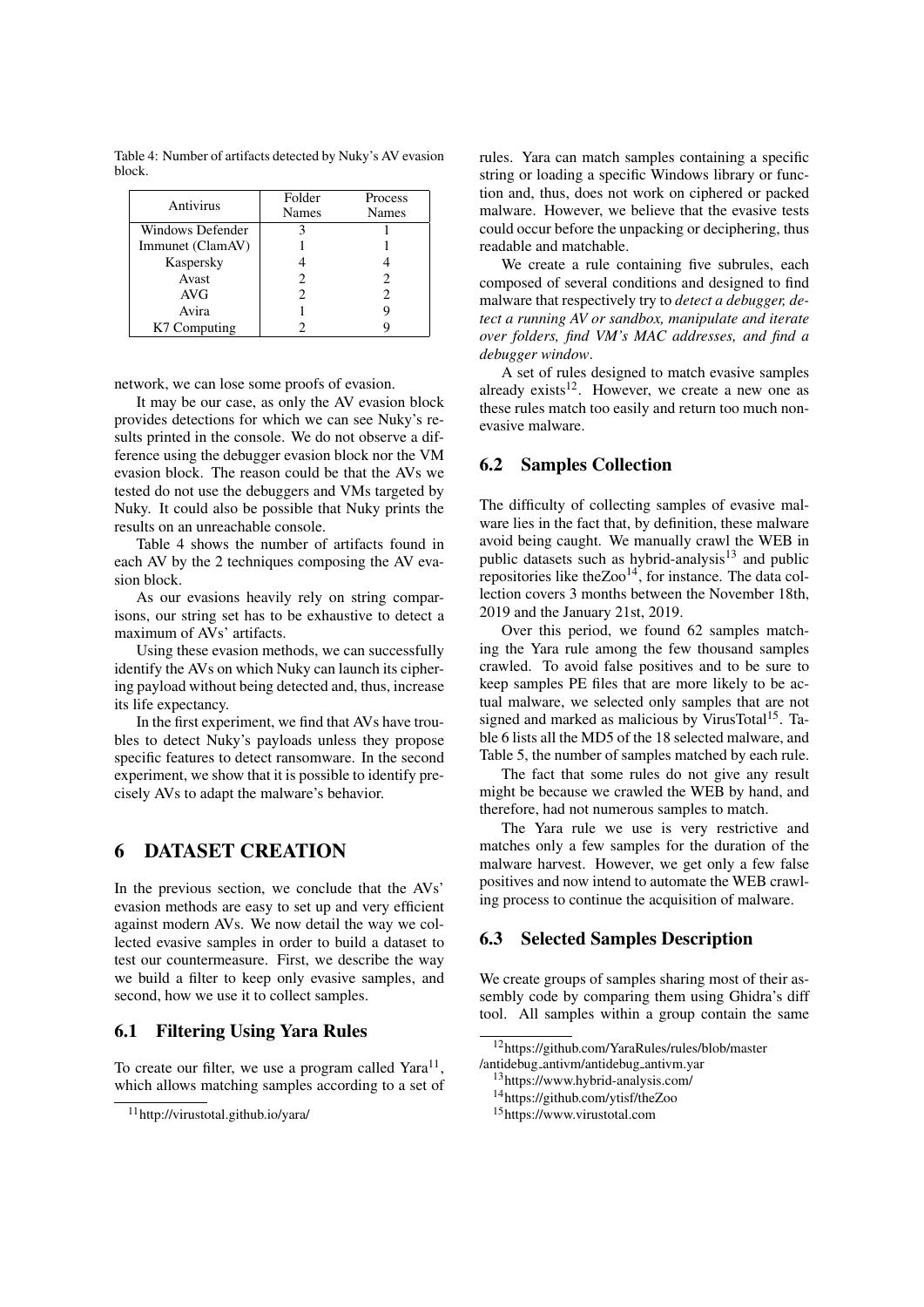Table 4: Number of artifacts detected by Nuky's AV evasion block.

| Antivirus | Folder Names | Process Names |
|---|---|---|
| Windows Defender | 3 | 1 |
| Immunet (ClamAV) | 1 | 1 |
| Kaspersky | 4 | 4 |
| Avast | 2 | 2 |
| AVG | 2 | 2 |
| Avira | 1 | 9 |
| K7 Computing | 2 | 9 |

network, we can lose some proofs of evasion.

It may be our case, as only the AV evasion block provides detections for which we can see Nuky's results printed in the console. We do not observe a difference using the debugger evasion block nor the VM evasion block. The reason could be that the AVs we tested do not use the debuggers and VMs targeted by Nuky. It could also be possible that Nuky prints the results on an unreachable console.

Table 4 shows the number of artifacts found in each AV by the 2 techniques composing the AV evasion block.

As our evasions heavily rely on string comparisons, our string set has to be exhaustive to detect a maximum of AVs' artifacts.

Using these evasion methods, we can successfully identify the AVs on which Nuky can launch its ciphering payload without being detected and, thus, increase its life expectancy.

In the first experiment, we find that AVs have troubles to detect Nuky's payloads unless they propose specific features to detect ransomware. In the second experiment, we show that it is possible to identify precisely AVs to adapt the malware's behavior.

# 6 DATASET CREATION

In the previous section, we conclude that the AVs' evasion methods are easy to set up and very efficient against modern AVs. We now detail the way we collected evasive samples in order to build a dataset to test our countermeasure. First, we describe the way we build a filter to keep only evasive samples, and second, how we use it to collect samples.

## 6.1 Filtering Using Yara Rules

To create our filter, we use a program called Yara[11], which allows matching samples according to a set of rules. Yara can match samples containing a specific string or loading a specific Windows library or function and, thus, does not work on ciphered or packed malware. However, we believe that the evasive tests could occur before the unpacking or deciphering, thus readable and matchable.

We create a rule containing five subrules, each composed of several conditions and designed to find malware that respectively try to *detect a debugger, detect a running AV or sandbox, manipulate and iterate over folders, find VM's MAC addresses, and find a debugger window*.

A set of rules designed to match evasive samples already exists[12]. However, we create a new one as these rules match too easily and return too much non-evasive malware.

## 6.2 Samples Collection

The difficulty of collecting samples of evasive malware lies in the fact that, by definition, these malware avoid being caught. We manually crawl the WEB in public datasets such as hybrid-analysis[13] and public repositories like theZoo[14], for instance. The data collection covers 3 months between the November 18th, 2019 and the January 21st, 2019.

Over this period, we found 62 samples matching the Yara rule among the few thousand samples crawled. To avoid false positives and to be sure to keep samples PE files that are more likely to be actual malware, we selected only samples that are not signed and marked as malicious by VirusTotal[15]. Table 6 lists all the MD5 of the 18 selected malware, and Table 5, the number of samples matched by each rule.

The fact that some rules do not give any result might be because we crawled the WEB by hand, and therefore, had not numerous samples to match.

The Yara rule we use is very restrictive and matches only a few samples for the duration of the malware harvest. However, we get only a few false positives and now intend to automate the WEB crawling process to continue the acquisition of malware.

## 6.3 Selected Samples Description

We create groups of samples sharing most of their assembly code by comparing them using Ghidra's diff tool. All samples within a group contain the same

[11] http://virustotal.github.io/yara/

[12] https://github.com/YaraRules/rules/blob/master/antidebug_antivm/antidebug_antivm.yar

[13] https://www.hybrid-analysis.com/

[14] https://github.com/ytisf/theZoo

[15] https://www.virustotal.com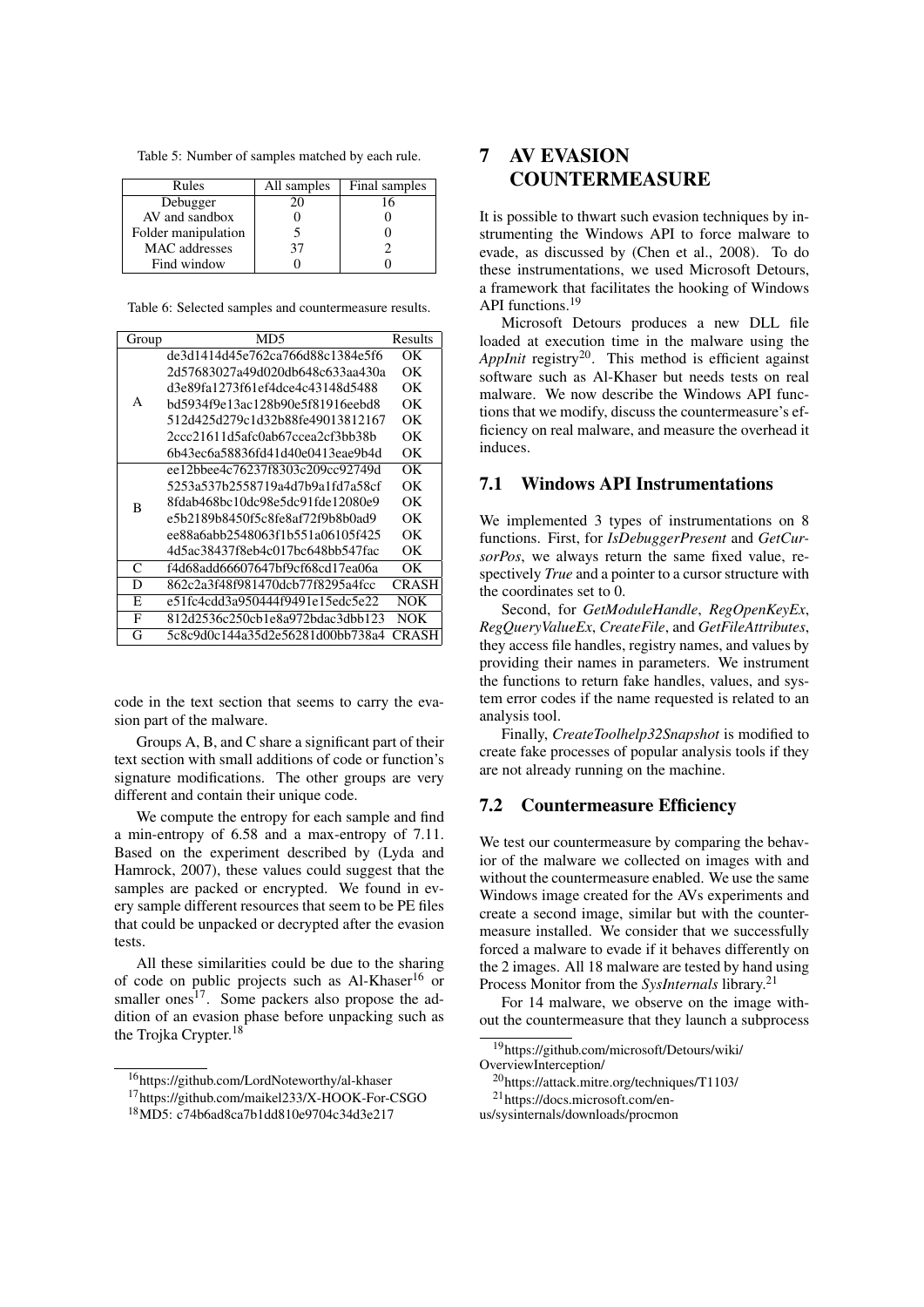Table 5: Number of samples matched by each rule.

| Rules | All samples | Final samples |
|---|---|---|
| Debugger | 20 | 16 |
| AV and sandbox | 0 | 0 |
| Folder manipulation | 5 | 0 |
| MAC addresses | 37 | 2 |
| Find window | 0 | 0 |

Table 6: Selected samples and countermeasure results.

| Group | MD5 | Results |
|---|---|---|
| A | de3d1414d45e762ca766d88c1384e5f6 | OK |
| | 2d57683027a49d020db648c633aa430a | OK |
| | d3e89fa1273f61ef4dce4c43148d5488 | OK |
| | bd5934f9e13ac128b90e5f81916eebd8 | OK |
| | 512d425d279c1d32b88fe49013812167 | OK |
| | 2ccc21611d5afc0ab67ccea2cf3bb38b | OK |
| | 6b43ec6a58836fd41d40e0413eae9b4d | OK |
| B | ee12bbee4c76237f8303c209cc92749d | OK |
| | 5253a537b2558719a4d7b9a1fd7a58cf | OK |
| | 8fdab468bc10dc98e5dc91fde12080e9 | OK |
| | e5b2189b8450f5c8fe8af72f9b8b0ad9 | OK |
| | ee88a6abb2548063f1b551a06105f425 | OK |
| | 4d5ac38437f8eb4c017bc648bb547fac | OK |
| C | f4d68add66607647bf9cf68cd17ea06a | OK |
| D | 862c2a3f48f981470dcb77f8295a4fcc | CRASH |
| E | e51fc4cdd3a950444f9491e15edc5e22 | NOK |
| F | 812d2536c250cb1e8a972bdac3dbb123 | NOK |
| G | 5c8c9d0c144a35d2e56281d00bb738a4 | CRASH |

code in the text section that seems to carry the evasion part of the malware.

Groups A, B, and C share a significant part of their text section with small additions of code or function's signature modifications. The other groups are very different and contain their unique code.

We compute the entropy for each sample and find a min-entropy of 6.58 and a max-entropy of 7.11. Based on the experiment described by (Lyda and Hamrock, 2007), these values could suggest that the samples are packed or encrypted. We found in every sample different resources that seem to be PE files that could be unpacked or decrypted after the evasion tests.

All these similarities could be due to the sharing of code on public projects such as Al-Khaser[16] or smaller ones[17]. Some packers also propose the addition of an evasion phase before unpacking such as the Trojka Crypter.[18]

[16] https://github.com/LordNoteworthy/al-khaser

[17] https://github.com/maikel233/X-HOOK-For-CSGO

[18] MD5: c74b6ad8ca7b1dd810e9704c34d3e217

# 7 AV EVASION COUNTERMEASURE

It is possible to thwart such evasion techniques by instrumenting the Windows API to force malware to evade, as discussed by (Chen et al., 2008). To do these instrumentations, we used Microsoft Detours, a framework that facilitates the hooking of Windows API functions.[19]

Microsoft Detours produces a new DLL file loaded at execution time in the malware using the *AppInit* registry[20]. This method is efficient against software such as Al-Khaser but needs tests on real malware. We now describe the Windows API functions that we modify, discuss the countermeasure's efficiency on real malware, and measure the overhead it induces.

## 7.1 Windows API Instrumentations

We implemented 3 types of instrumentations on 8 functions. First, for *IsDebuggerPresent* and *GetCursorPos*, we always return the same fixed value, respectively *True* and a pointer to a cursor structure with the coordinates set to 0.

Second, for *GetModuleHandle*, *RegOpenKeyEx*, *RegQueryValueEx*, *CreateFile*, and *GetFileAttributes*, they access file handles, registry names, and values by providing their names in parameters. We instrument the functions to return fake handles, values, and system error codes if the name requested is related to an analysis tool.

Finally, *CreateToolhelp32Snapshot* is modified to create fake processes of popular analysis tools if they are not already running on the machine.

## 7.2 Countermeasure Efficiency

We test our countermeasure by comparing the behavior of the malware we collected on images with and without the countermeasure enabled. We use the same Windows image created for the AVs experiments and create a second image, similar but with the countermeasure installed. We consider that we successfully forced a malware to evade if it behaves differently on the 2 images. All 18 malware are tested by hand using Process Monitor from the *SysInternals* library.[21]

For 14 malware, we observe on the image without the countermeasure that they launch a subprocess

[19] https://github.com/microsoft/Detours/wiki/OverviewInterception/

[20] https://attack.mitre.org/techniques/T1103/

[21] https://docs.microsoft.com/en-us/sysinternals/downloads/procmon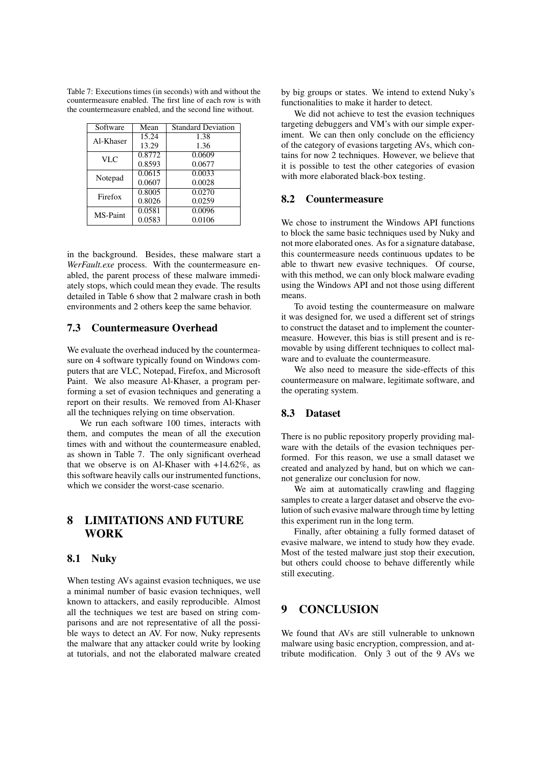Table 7: Executions times (in seconds) with and without the countermeasure enabled. The first line of each row is with the countermeasure enabled, and the second line without.

| Software | Mean | Standard Deviation |
|---|---|---|
| Al-Khaser | 15.24 | 1.38 |
| | 13.29 | 1.36 |
| VLC | 0.8772 | 0.0609 |
| | 0.8593 | 0.0677 |
| Notepad | 0.0615 | 0.0033 |
| | 0.0607 | 0.0028 |
| Firefox | 0.8005 | 0.0270 |
| | 0.8026 | 0.0259 |
| MS-Paint | 0.0581 | 0.0096 |
| | 0.0583 | 0.0106 |

in the background. Besides, these malware start a *WerFault.exe* process. With the countermeasure enabled, the parent process of these malware immediately stops, which could mean they evade. The results detailed in Table 6 show that 2 malware crash in both environments and 2 others keep the same behavior.

### 7.3 Countermeasure Overhead

We evaluate the overhead induced by the countermeasure on 4 software typically found on Windows computers that are VLC, Notepad, Firefox, and Microsoft Paint. We also measure Al-Khaser, a program performing a set of evasion techniques and generating a report on their results. We removed from Al-Khaser all the techniques relying on time observation.

We run each software 100 times, interacts with them, and computes the mean of all the execution times with and without the countermeasure enabled, as shown in Table 7. The only significant overhead that we observe is on Al-Khaser with +14.62%, as this software heavily calls our instrumented functions, which we consider the worst-case scenario.

## 8 LIMITATIONS AND FUTURE WORK

### 8.1 Nuky

When testing AVs against evasion techniques, we use a minimal number of basic evasion techniques, well known to attackers, and easily reproducible. Almost all the techniques we test are based on string comparisons and are not representative of all the possible ways to detect an AV. For now, Nuky represents the malware that any attacker could write by looking at tutorials, and not the elaborated malware created by big groups or states. We intend to extend Nuky's functionalities to make it harder to detect.

We did not achieve to test the evasion techniques targeting debuggers and VM's with our simple experiment. We can then only conclude on the efficiency of the category of evasions targeting AVs, which contains for now 2 techniques. However, we believe that it is possible to test the other categories of evasion with more elaborated black-box testing.

### 8.2 Countermeasure

We chose to instrument the Windows API functions to block the same basic techniques used by Nuky and not more elaborated ones. As for a signature database, this countermeasure needs continuous updates to be able to thwart new evasive techniques. Of course, with this method, we can only block malware evading using the Windows API and not those using different means.

To avoid testing the countermeasure on malware it was designed for, we used a different set of strings to construct the dataset and to implement the countermeasure. However, this bias is still present and is removable by using different techniques to collect malware and to evaluate the countermeasure.

We also need to measure the side-effects of this countermeasure on malware, legitimate software, and the operating system.

### 8.3 Dataset

There is no public repository properly providing malware with the details of the evasion techniques performed. For this reason, we use a small dataset we created and analyzed by hand, but on which we cannot generalize our conclusion for now.

We aim at automatically crawling and flagging samples to create a larger dataset and observe the evolution of such evasive malware through time by letting this experiment run in the long term.

Finally, after obtaining a fully formed dataset of evasive malware, we intend to study how they evade. Most of the tested malware just stop their execution, but others could choose to behave differently while still executing.

## 9 CONCLUSION

We found that AVs are still vulnerable to unknown malware using basic encryption, compression, and attribute modification. Only 3 out of the 9 AVs we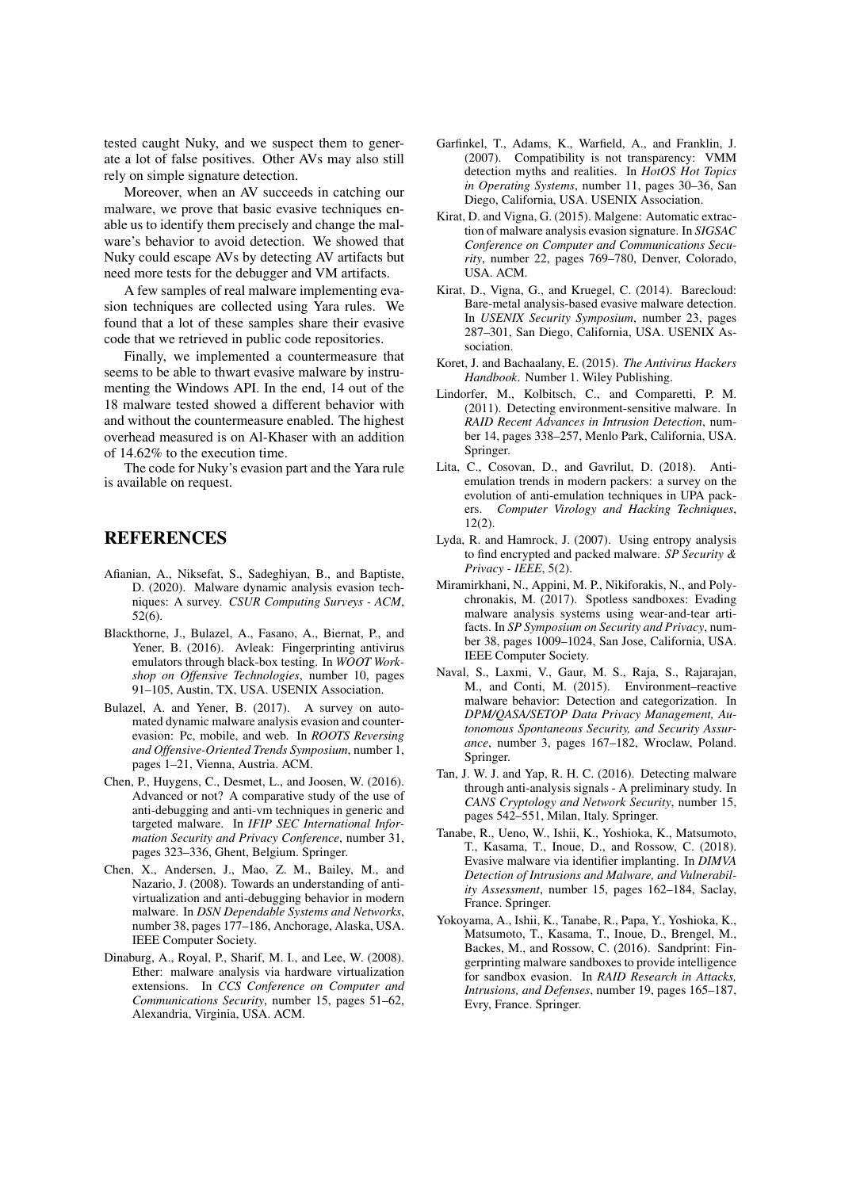tested caught Nuky, and we suspect them to generate a lot of false positives. Other AVs may also still rely on simple signature detection.

Moreover, when an AV succeeds in catching our malware, we prove that basic evasive techniques enable us to identify them precisely and change the malware's behavior to avoid detection. We showed that Nuky could escape AVs by detecting AV artifacts but need more tests for the debugger and VM artifacts.

A few samples of real malware implementing evasion techniques are collected using Yara rules. We found that a lot of these samples share their evasive code that we retrieved in public code repositories.

Finally, we implemented a countermeasure that seems to be able to thwart evasive malware by instrumenting the Windows API. In the end, 14 out of the 18 malware tested showed a different behavior with and without the countermeasure enabled. The highest overhead measured is on Al-Khaser with an addition of 14.62% to the execution time.

The code for Nuky's evasion part and the Yara rule is available on request.

## REFERENCES

Afianian, A., Niksefat, S., Sadeghiyan, B., and Baptiste, D. (2020). Malware dynamic analysis evasion techniques: A survey. *CSUR Computing Surveys - ACM*, 52(6).

Blackthorne, J., Bulazel, A., Fasano, A., Biernat, P., and Yener, B. (2016). Avleak: Fingerprinting antivirus emulators through black-box testing. In *WOOT Workshop on Offensive Technologies*, number 10, pages 91–105, Austin, TX, USA. USENIX Association.

Bulazel, A. and Yener, B. (2017). A survey on automated dynamic malware analysis evasion and counter-evasion: Pc, mobile, and web. In *ROOTS Reversing and Offensive-Oriented Trends Symposium*, number 1, pages 1–21, Vienna, Austria. ACM.

Chen, P., Huygens, C., Desmet, L., and Joosen, W. (2016). Advanced or not? A comparative study of the use of anti-debugging and anti-vm techniques in generic and targeted malware. In *IFIP SEC International Information Security and Privacy Conference*, number 31, pages 323–336, Ghent, Belgium. Springer.

Chen, X., Andersen, J., Mao, Z. M., Bailey, M., and Nazario, J. (2008). Towards an understanding of anti-virtualization and anti-debugging behavior in modern malware. In *DSN Dependable Systems and Networks*, number 38, pages 177–186, Anchorage, Alaska, USA. IEEE Computer Society.

Dinaburg, A., Royal, P., Sharif, M. I., and Lee, W. (2008). Ether: malware analysis via hardware virtualization extensions. In *CCS Conference on Computer and Communications Security*, number 15, pages 51–62, Alexandria, Virginia, USA. ACM.

Garfinkel, T., Adams, K., Warfield, A., and Franklin, J. (2007). Compatibility is not transparency: VMM detection myths and realities. In *HotOS Hot Topics in Operating Systems*, number 11, pages 30–36, San Diego, California, USA. USENIX Association.

Kirat, D. and Vigna, G. (2015). Malgene: Automatic extraction of malware analysis evasion signature. In *SIGSAC Conference on Computer and Communications Security*, number 22, pages 769–780, Denver, Colorado, USA. ACM.

Kirat, D., Vigna, G., and Kruegel, C. (2014). Barecloud: Bare-metal analysis-based evasive malware detection. In *USENIX Security Symposium*, number 23, pages 287–301, San Diego, California, USA. USENIX Association.

Koret, J. and Bachaalany, E. (2015). *The Antivirus Hackers Handbook*. Number 1. Wiley Publishing.

Lindorfer, M., Kolbitsch, C., and Comparetti, P. M. (2011). Detecting environment-sensitive malware. In *RAID Recent Advances in Intrusion Detection*, number 14, pages 338–257, Menlo Park, California, USA. Springer.

Lita, C., Cosovan, D., and Gavrilut, D. (2018). Anti-emulation trends in modern packers: a survey on the evolution of anti-emulation techniques in UPA packers. *Computer Virology and Hacking Techniques*, 12(2).

Lyda, R. and Hamrock, J. (2007). Using entropy analysis to find encrypted and packed malware. *SP Security & Privacy - IEEE*, 5(2).

Miramirkhani, N., Appini, M. P., Nikiforakis, N., and Polychronakis, M. (2017). Spotless sandboxes: Evading malware analysis systems using wear-and-tear artifacts. In *SP Symposium on Security and Privacy*, number 38, pages 1009–1024, San Jose, California, USA. IEEE Computer Society.

Naval, S., Laxmi, V., Gaur, M. S., Raja, S., Rajarajan, M., and Conti, M. (2015). Environment–reactive malware behavior: Detection and categorization. In *DPM/QASA/SETOP Data Privacy Management, Autonomous Spontaneous Security, and Security Assurance*, number 3, pages 167–182, Wroclaw, Poland. Springer.

Tan, J. W. J. and Yap, R. H. C. (2016). Detecting malware through anti-analysis signals - A preliminary study. In *CANS Cryptology and Network Security*, number 15, pages 542–551, Milan, Italy. Springer.

Tanabe, R., Ueno, W., Ishii, K., Yoshioka, K., Matsumoto, T., Kasama, T., Inoue, D., and Rossow, C. (2018). Evasive malware via identifier implanting. In *DIMVA Detection of Intrusions and Malware, and Vulnerability Assessment*, number 15, pages 162–184, Saclay, France. Springer.

Yokoyama, A., Ishii, K., Tanabe, R., Papa, Y., Yoshioka, K., Matsumoto, T., Kasama, T., Inoue, D., Brengel, M., Backes, M., and Rossow, C. (2016). Sandprint: Fingerprinting malware sandboxes to provide intelligence for sandbox evasion. In *RAID Research in Attacks, Intrusions, and Defenses*, number 19, pages 165–187, Evry, France. Springer.